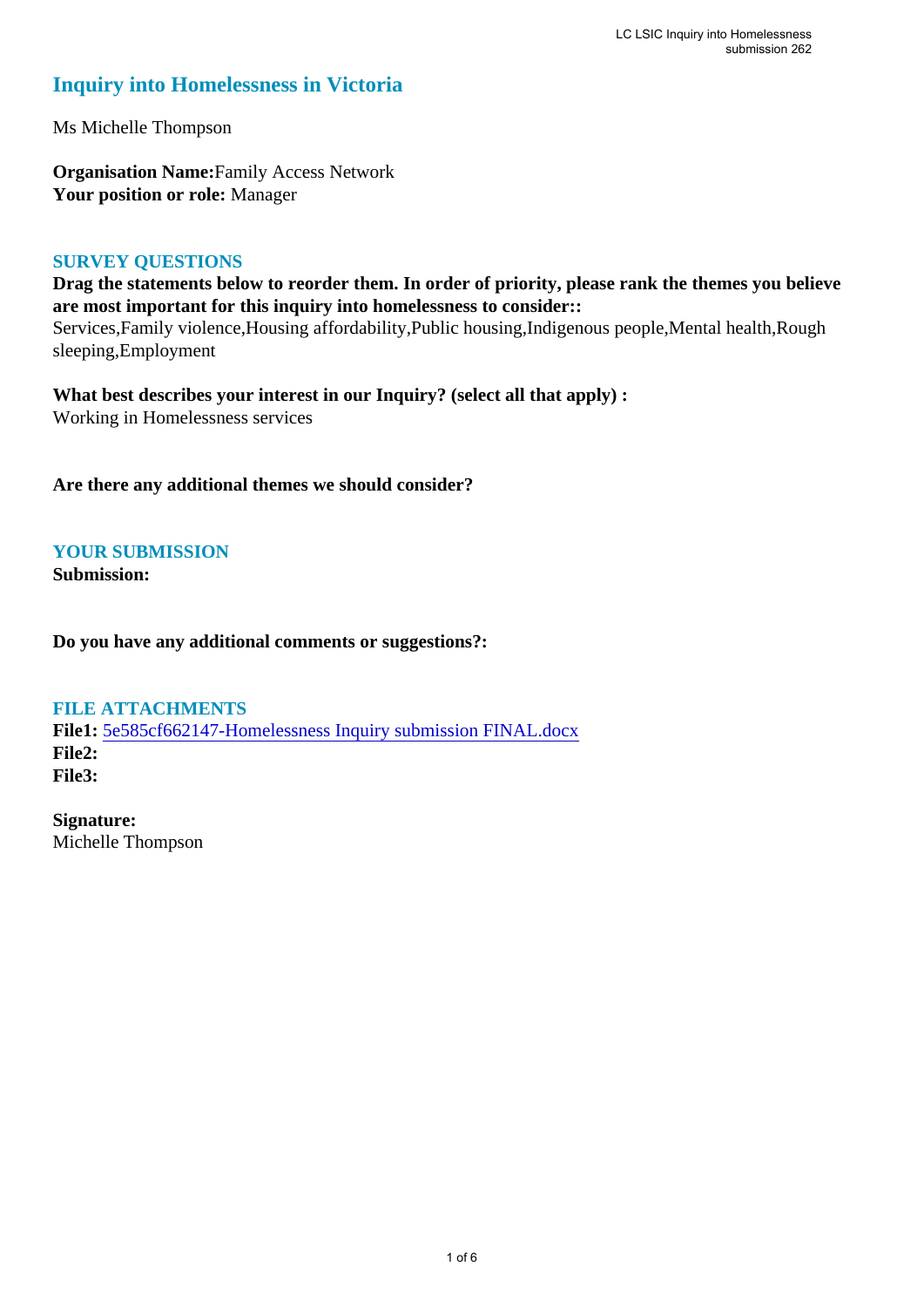# Inquiry into Homelessness in Victoria

Ms Michelle Thompson

**Organisation Name:** Family Access Network
**Your position or role:** Manager

## SURVEY QUESTIONS

**Drag the statements below to reorder them. In order of priority, please rank the themes you believe are most important for this inquiry into homelessness to consider::**
Services,Family violence,Housing affordability,Public housing,Indigenous people,Mental health,Rough sleeping,Employment

**What best describes your interest in our Inquiry? (select all that apply) :**
Working in Homelessness services

**Are there any additional themes we should consider?**

## YOUR SUBMISSION

**Submission:**

**Do you have any additional comments or suggestions?:**

## FILE ATTACHMENTS

**File1:** 5e585cf662147-Homelessness Inquiry submission FINAL.docx
**File2:**
**File3:**

**Signature:**
Michelle Thompson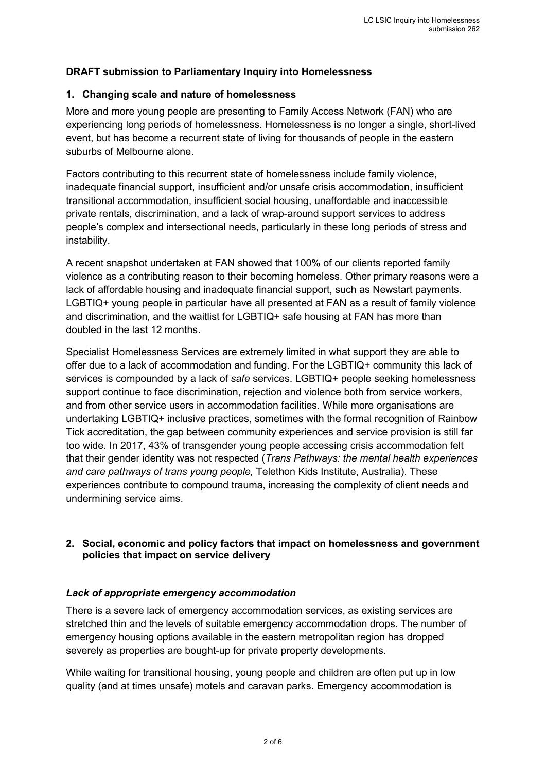**DRAFT submission to Parliamentary Inquiry into Homelessness**

## 1. Changing scale and nature of homelessness

More and more young people are presenting to Family Access Network (FAN) who are experiencing long periods of homelessness. Homelessness is no longer a single, short-lived event, but has become a recurrent state of living for thousands of people in the eastern suburbs of Melbourne alone.

Factors contributing to this recurrent state of homelessness include family violence, inadequate financial support, insufficient and/or unsafe crisis accommodation, insufficient transitional accommodation, insufficient social housing, unaffordable and inaccessible private rentals, discrimination, and a lack of wrap-around support services to address people's complex and intersectional needs, particularly in these long periods of stress and instability.

A recent snapshot undertaken at FAN showed that 100% of our clients reported family violence as a contributing reason to their becoming homeless. Other primary reasons were a lack of affordable housing and inadequate financial support, such as Newstart payments. LGBTIQ+ young people in particular have all presented at FAN as a result of family violence and discrimination, and the waitlist for LGBTIQ+ safe housing at FAN has more than doubled in the last 12 months.

Specialist Homelessness Services are extremely limited in what support they are able to offer due to a lack of accommodation and funding. For the LGBTIQ+ community this lack of services is compounded by a lack of *safe* services. LGBTIQ+ people seeking homelessness support continue to face discrimination, rejection and violence both from service workers, and from other service users in accommodation facilities. While more organisations are undertaking LGBTIQ+ inclusive practices, sometimes with the formal recognition of Rainbow Tick accreditation, the gap between community experiences and service provision is still far too wide. In 2017, 43% of transgender young people accessing crisis accommodation felt that their gender identity was not respected (*Trans Pathways: the mental health experiences and care pathways of trans young people,* Telethon Kids Institute, Australia). These experiences contribute to compound trauma, increasing the complexity of client needs and undermining service aims.

## 2. Social, economic and policy factors that impact on homelessness and government policies that impact on service delivery

### *Lack of appropriate emergency accommodation*

There is a severe lack of emergency accommodation services, as existing services are stretched thin and the levels of suitable emergency accommodation drops. The number of emergency housing options available in the eastern metropolitan region has dropped severely as properties are bought-up for private property developments.

While waiting for transitional housing, young people and children are often put up in low quality (and at times unsafe) motels and caravan parks. Emergency accommodation is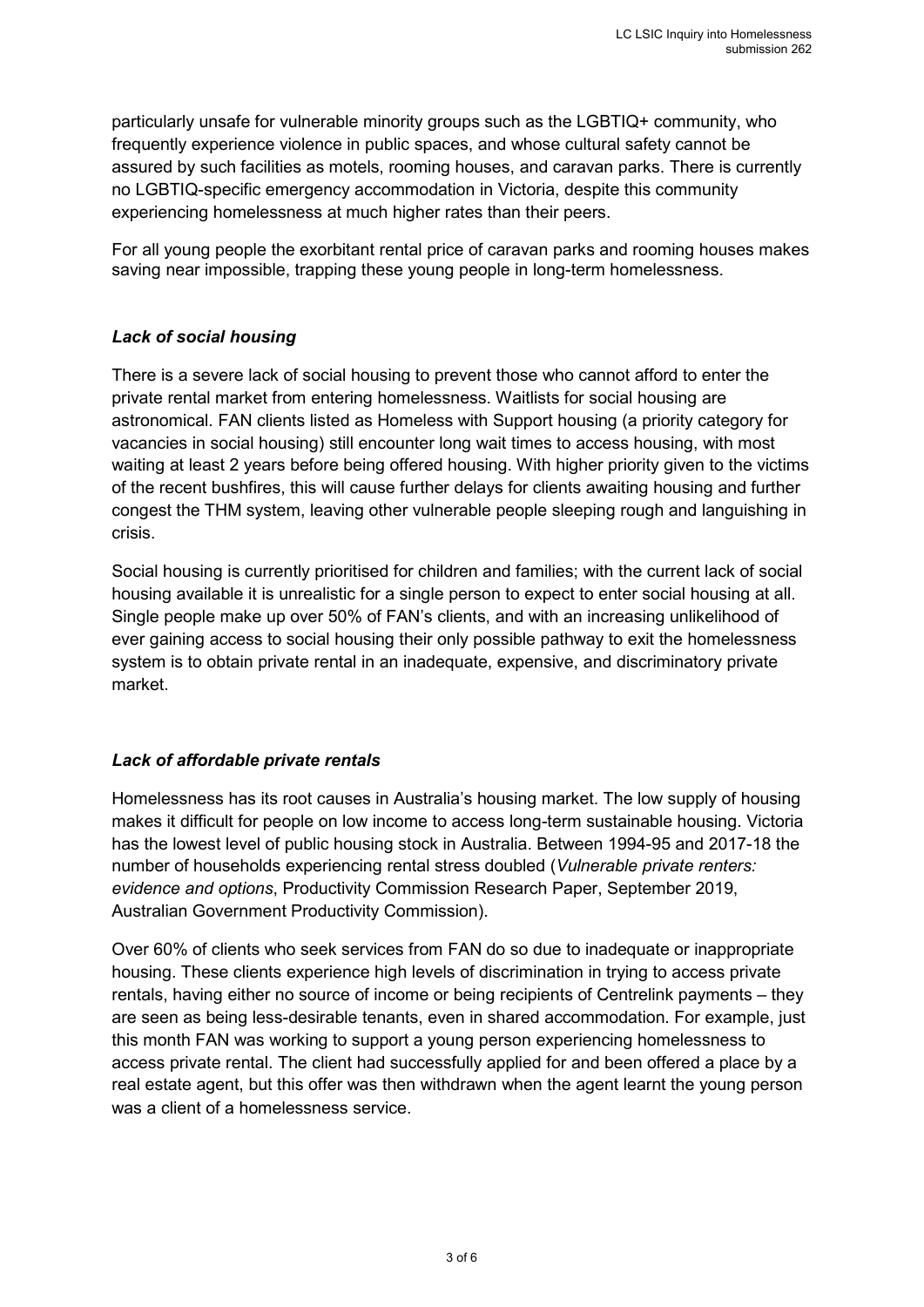particularly unsafe for vulnerable minority groups such as the LGBTIQ+ community, who frequently experience violence in public spaces, and whose cultural safety cannot be assured by such facilities as motels, rooming houses, and caravan parks. There is currently no LGBTIQ-specific emergency accommodation in Victoria, despite this community experiencing homelessness at much higher rates than their peers.

For all young people the exorbitant rental price of caravan parks and rooming houses makes saving near impossible, trapping these young people in long-term homelessness.

### *Lack of social housing*

There is a severe lack of social housing to prevent those who cannot afford to enter the private rental market from entering homelessness. Waitlists for social housing are astronomical. FAN clients listed as Homeless with Support housing (a priority category for vacancies in social housing) still encounter long wait times to access housing, with most waiting at least 2 years before being offered housing. With higher priority given to the victims of the recent bushfires, this will cause further delays for clients awaiting housing and further congest the THM system, leaving other vulnerable people sleeping rough and languishing in crisis.

Social housing is currently prioritised for children and families; with the current lack of social housing available it is unrealistic for a single person to expect to enter social housing at all. Single people make up over 50% of FAN's clients, and with an increasing unlikelihood of ever gaining access to social housing their only possible pathway to exit the homelessness system is to obtain private rental in an inadequate, expensive, and discriminatory private market.

### *Lack of affordable private rentals*

Homelessness has its root causes in Australia's housing market. The low supply of housing makes it difficult for people on low income to access long-term sustainable housing. Victoria has the lowest level of public housing stock in Australia. Between 1994-95 and 2017-18 the number of households experiencing rental stress doubled (*Vulnerable private renters: evidence and options*, Productivity Commission Research Paper, September 2019, Australian Government Productivity Commission).

Over 60% of clients who seek services from FAN do so due to inadequate or inappropriate housing. These clients experience high levels of discrimination in trying to access private rentals, having either no source of income or being recipients of Centrelink payments – they are seen as being less-desirable tenants, even in shared accommodation. For example, just this month FAN was working to support a young person experiencing homelessness to access private rental. The client had successfully applied for and been offered a place by a real estate agent, but this offer was then withdrawn when the agent learnt the young person was a client of a homelessness service.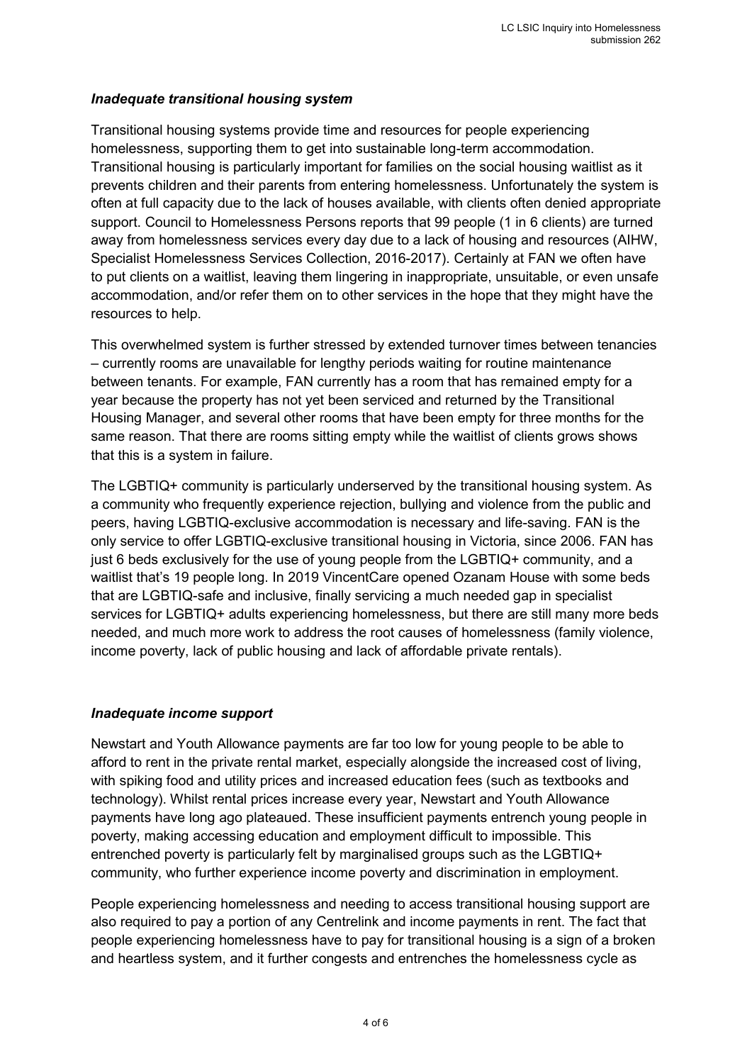### *Inadequate transitional housing system*

Transitional housing systems provide time and resources for people experiencing homelessness, supporting them to get into sustainable long-term accommodation. Transitional housing is particularly important for families on the social housing waitlist as it prevents children and their parents from entering homelessness. Unfortunately the system is often at full capacity due to the lack of houses available, with clients often denied appropriate support. Council to Homelessness Persons reports that 99 people (1 in 6 clients) are turned away from homelessness services every day due to a lack of housing and resources (AIHW, Specialist Homelessness Services Collection, 2016-2017). Certainly at FAN we often have to put clients on a waitlist, leaving them lingering in inappropriate, unsuitable, or even unsafe accommodation, and/or refer them on to other services in the hope that they might have the resources to help.

This overwhelmed system is further stressed by extended turnover times between tenancies – currently rooms are unavailable for lengthy periods waiting for routine maintenance between tenants. For example, FAN currently has a room that has remained empty for a year because the property has not yet been serviced and returned by the Transitional Housing Manager, and several other rooms that have been empty for three months for the same reason. That there are rooms sitting empty while the waitlist of clients grows shows that this is a system in failure.

The LGBTIQ+ community is particularly underserved by the transitional housing system. As a community who frequently experience rejection, bullying and violence from the public and peers, having LGBTIQ-exclusive accommodation is necessary and life-saving. FAN is the only service to offer LGBTIQ-exclusive transitional housing in Victoria, since 2006. FAN has just 6 beds exclusively for the use of young people from the LGBTIQ+ community, and a waitlist that's 19 people long. In 2019 VincentCare opened Ozanam House with some beds that are LGBTIQ-safe and inclusive, finally servicing a much needed gap in specialist services for LGBTIQ+ adults experiencing homelessness, but there are still many more beds needed, and much more work to address the root causes of homelessness (family violence, income poverty, lack of public housing and lack of affordable private rentals).

### *Inadequate income support*

Newstart and Youth Allowance payments are far too low for young people to be able to afford to rent in the private rental market, especially alongside the increased cost of living, with spiking food and utility prices and increased education fees (such as textbooks and technology). Whilst rental prices increase every year, Newstart and Youth Allowance payments have long ago plateaued. These insufficient payments entrench young people in poverty, making accessing education and employment difficult to impossible. This entrenched poverty is particularly felt by marginalised groups such as the LGBTIQ+ community, who further experience income poverty and discrimination in employment.

People experiencing homelessness and needing to access transitional housing support are also required to pay a portion of any Centrelink and income payments in rent. The fact that people experiencing homelessness have to pay for transitional housing is a sign of a broken and heartless system, and it further congests and entrenches the homelessness cycle as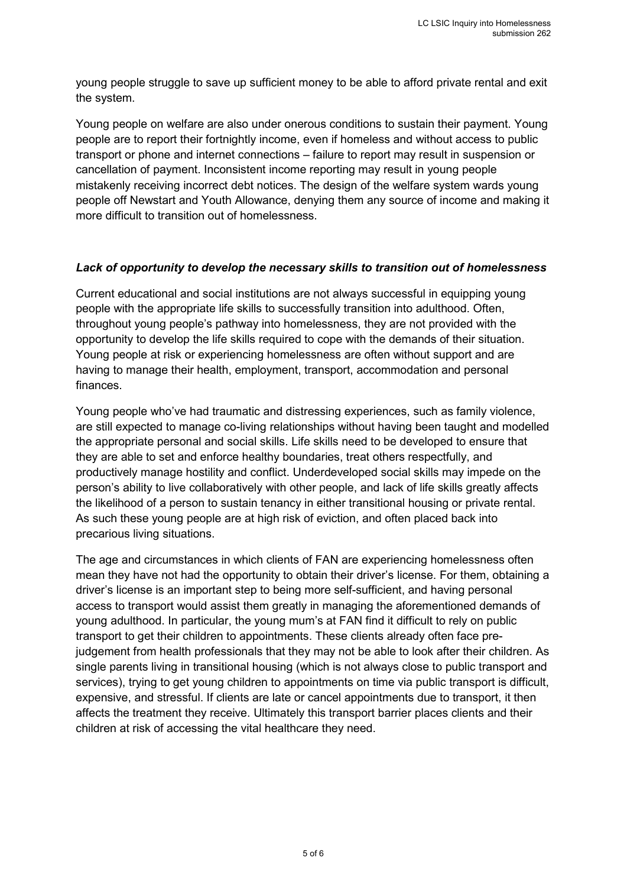young people struggle to save up sufficient money to be able to afford private rental and exit the system.

Young people on welfare are also under onerous conditions to sustain their payment. Young people are to report their fortnightly income, even if homeless and without access to public transport or phone and internet connections – failure to report may result in suspension or cancellation of payment. Inconsistent income reporting may result in young people mistakenly receiving incorrect debt notices. The design of the welfare system wards young people off Newstart and Youth Allowance, denying them any source of income and making it more difficult to transition out of homelessness.

***Lack of opportunity to develop the necessary skills to transition out of homelessness***

Current educational and social institutions are not always successful in equipping young people with the appropriate life skills to successfully transition into adulthood. Often, throughout young people's pathway into homelessness, they are not provided with the opportunity to develop the life skills required to cope with the demands of their situation. Young people at risk or experiencing homelessness are often without support and are having to manage their health, employment, transport, accommodation and personal finances.

Young people who've had traumatic and distressing experiences, such as family violence, are still expected to manage co-living relationships without having been taught and modelled the appropriate personal and social skills. Life skills need to be developed to ensure that they are able to set and enforce healthy boundaries, treat others respectfully, and productively manage hostility and conflict. Underdeveloped social skills may impede on the person's ability to live collaboratively with other people, and lack of life skills greatly affects the likelihood of a person to sustain tenancy in either transitional housing or private rental. As such these young people are at high risk of eviction, and often placed back into precarious living situations.

The age and circumstances in which clients of FAN are experiencing homelessness often mean they have not had the opportunity to obtain their driver's license. For them, obtaining a driver's license is an important step to being more self-sufficient, and having personal access to transport would assist them greatly in managing the aforementioned demands of young adulthood. In particular, the young mum's at FAN find it difficult to rely on public transport to get their children to appointments. These clients already often face pre-judgement from health professionals that they may not be able to look after their children. As single parents living in transitional housing (which is not always close to public transport and services), trying to get young children to appointments on time via public transport is difficult, expensive, and stressful. If clients are late or cancel appointments due to transport, it then affects the treatment they receive. Ultimately this transport barrier places clients and their children at risk of accessing the vital healthcare they need.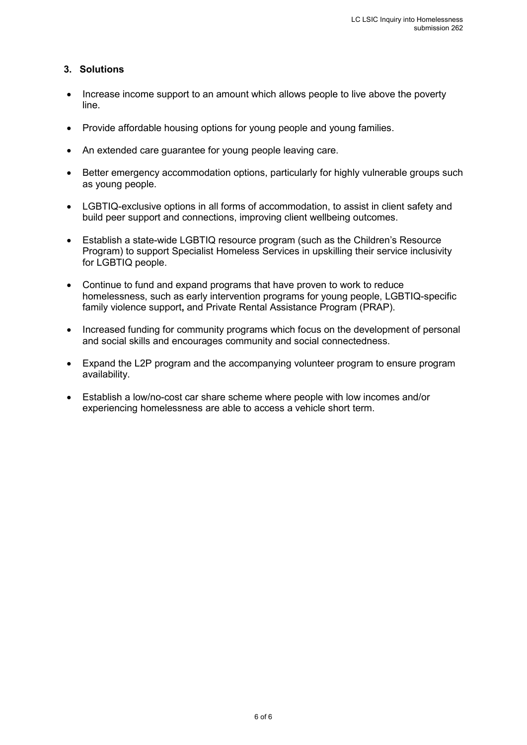### 3. Solutions

- Increase income support to an amount which allows people to live above the poverty line.
- Provide affordable housing options for young people and young families.
- An extended care guarantee for young people leaving care.
- Better emergency accommodation options, particularly for highly vulnerable groups such as young people.
- LGBTIQ-exclusive options in all forms of accommodation, to assist in client safety and build peer support and connections, improving client wellbeing outcomes.
- Establish a state-wide LGBTIQ resource program (such as the Children's Resource Program) to support Specialist Homeless Services in upskilling their service inclusivity for LGBTIQ people.
- Continue to fund and expand programs that have proven to work to reduce homelessness, such as early intervention programs for young people, LGBTIQ-specific family violence support**,** and Private Rental Assistance Program (PRAP).
- Increased funding for community programs which focus on the development of personal and social skills and encourages community and social connectedness.
- Expand the L2P program and the accompanying volunteer program to ensure program availability.
- Establish a low/no-cost car share scheme where people with low incomes and/or experiencing homelessness are able to access a vehicle short term.